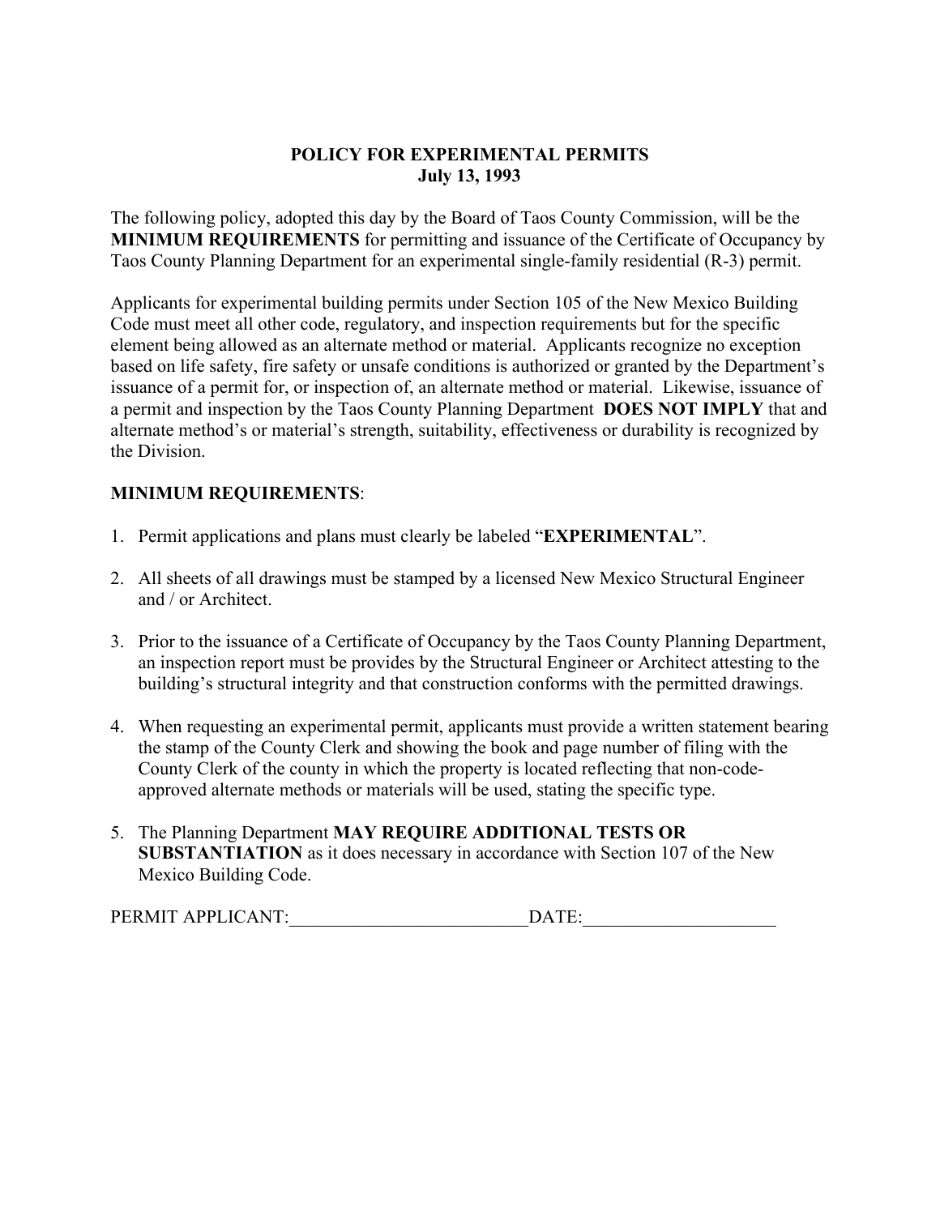# POLICY FOR EXPERIMENTAL PERMITS
## July 13, 1993

The following policy, adopted this day by the Board of Taos County Commission, will be the **MINIMUM REQUIREMENTS** for permitting and issuance of the Certificate of Occupancy by Taos County Planning Department for an experimental single-family residential (R-3) permit.

Applicants for experimental building permits under Section 105 of the New Mexico Building Code must meet all other code, regulatory, and inspection requirements but for the specific element being allowed as an alternate method or material. Applicants recognize no exception based on life safety, fire safety or unsafe conditions is authorized or granted by the Department's issuance of a permit for, or inspection of, an alternate method or material. Likewise, issuance of a permit and inspection by the Taos County Planning Department **DOES NOT IMPLY** that and alternate method's or material's strength, suitability, effectiveness or durability is recognized by the Division.

**MINIMUM REQUIREMENTS**:

1. Permit applications and plans must clearly be labeled "**EXPERIMENTAL**".
2. All sheets of all drawings must be stamped by a licensed New Mexico Structural Engineer and / or Architect.
3. Prior to the issuance of a Certificate of Occupancy by the Taos County Planning Department, an inspection report must be provides by the Structural Engineer or Architect attesting to the building's structural integrity and that construction conforms with the permitted drawings.
4. When requesting an experimental permit, applicants must provide a written statement bearing the stamp of the County Clerk and showing the book and page number of filing with the County Clerk of the county in which the property is located reflecting that non-code-approved alternate methods or materials will be used, stating the specific type.
5. The Planning Department **MAY REQUIRE ADDITIONAL TESTS OR SUBSTANTIATION** as it does necessary in accordance with Section 107 of the New Mexico Building Code.

PERMIT APPLICANT:\_\_\_\_\_\_\_\_\_\_\_\_\_\_\_\_\_\_\_\_\_\_\_\_\_\_DATE:\_\_\_\_\_\_\_\_\_\_\_\_\_\_\_\_\_\_\_\_\_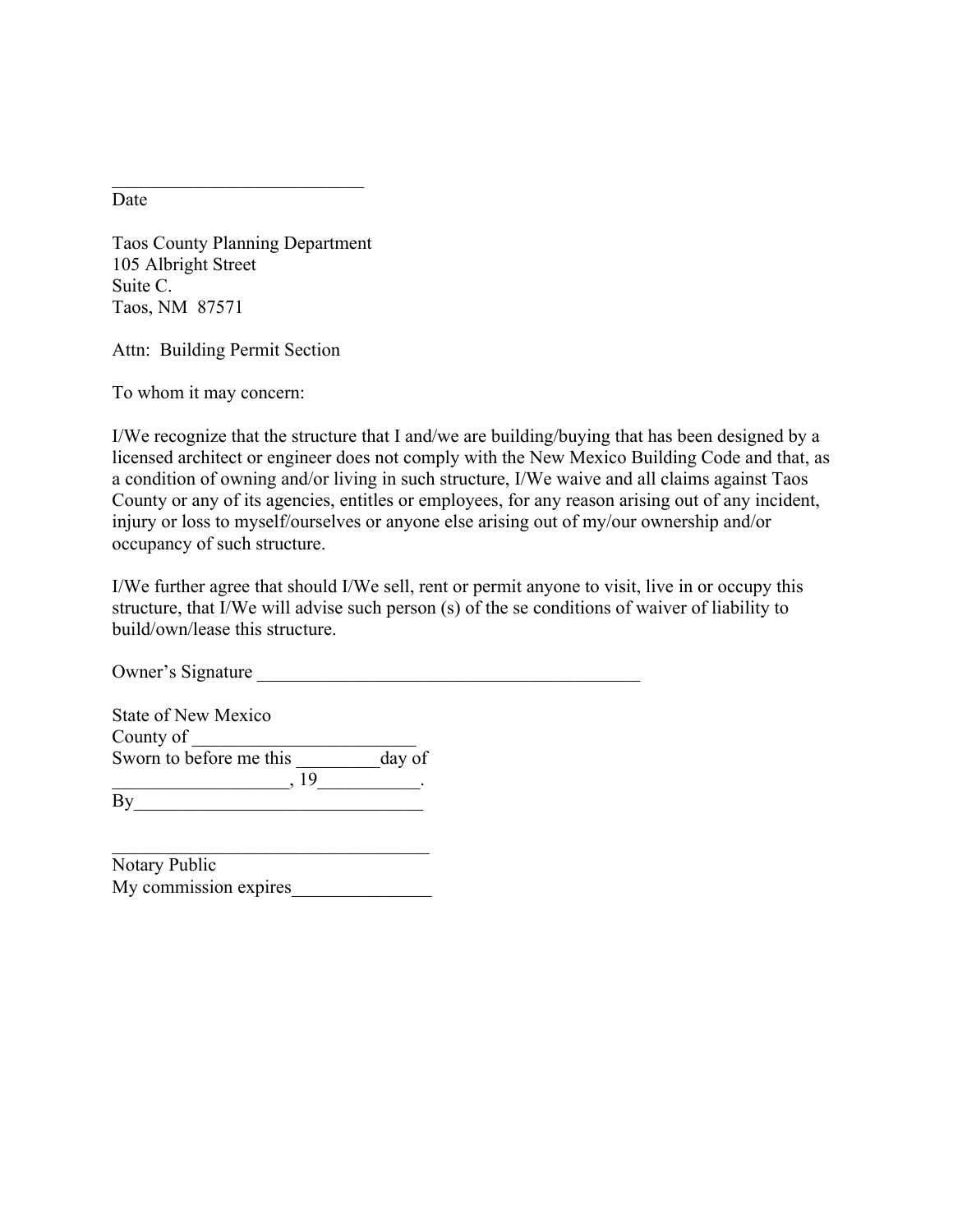___________________________
Date

Taos County Planning Department
105 Albright Street
Suite C.
Taos, NM  87571

Attn:  Building Permit Section

To whom it may concern:

I/We recognize that the structure that I and/we are building/buying that has been designed by a licensed architect or engineer does not comply with the New Mexico Building Code and that, as a condition of owning and/or living in such structure, I/We waive and all claims against Taos County or any of its agencies, entitles or employees, for any reason arising out of any incident, injury or loss to myself/ourselves or anyone else arising out of my/our ownership and/or occupancy of such structure.

I/We further agree that should I/We sell, rent or permit anyone to visit, live in or occupy this structure, that I/We will advise such person (s) of the se conditions of waiver of liability to build/own/lease this structure.

Owner's Signature _________________________________________

State of New Mexico
County of _______________________
Sworn to before me this _________day of
__________________, 19__________.
By_____________________________

___________________________________
Notary Public
My commission expires_______________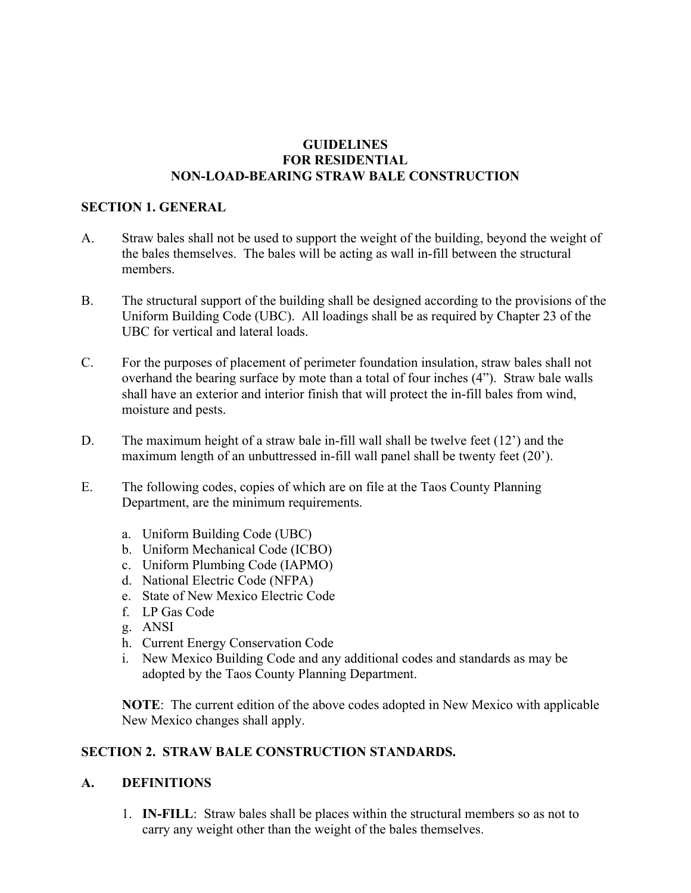# GUIDELINES
# FOR RESIDENTIAL
# NON-LOAD-BEARING STRAW BALE CONSTRUCTION

## SECTION 1. GENERAL

A. Straw bales shall not be used to support the weight of the building, beyond the weight of the bales themselves. The bales will be acting as wall in-fill between the structural members.

B. The structural support of the building shall be designed according to the provisions of the Uniform Building Code (UBC). All loadings shall be as required by Chapter 23 of the UBC for vertical and lateral loads.

C. For the purposes of placement of perimeter foundation insulation, straw bales shall not overhand the bearing surface by mote than a total of four inches (4"). Straw bale walls shall have an exterior and interior finish that will protect the in-fill bales from wind, moisture and pests.

D. The maximum height of a straw bale in-fill wall shall be twelve feet (12') and the maximum length of an unbuttressed in-fill wall panel shall be twenty feet (20').

E. The following codes, copies of which are on file at the Taos County Planning Department, are the minimum requirements.

   a. Uniform Building Code (UBC)
   b. Uniform Mechanical Code (ICBO)
   c. Uniform Plumbing Code (IAPMO)
   d. National Electric Code (NFPA)
   e. State of New Mexico Electric Code
   f. LP Gas Code
   g. ANSI
   h. Current Energy Conservation Code
   i. New Mexico Building Code and any additional codes and standards as may be adopted by the Taos County Planning Department.

   **NOTE**: The current edition of the above codes adopted in New Mexico with applicable New Mexico changes shall apply.

## SECTION 2. STRAW BALE CONSTRUCTION STANDARDS.

### A. DEFINITIONS

1. **IN-FILL**: Straw bales shall be places within the structural members so as not to carry any weight other than the weight of the bales themselves.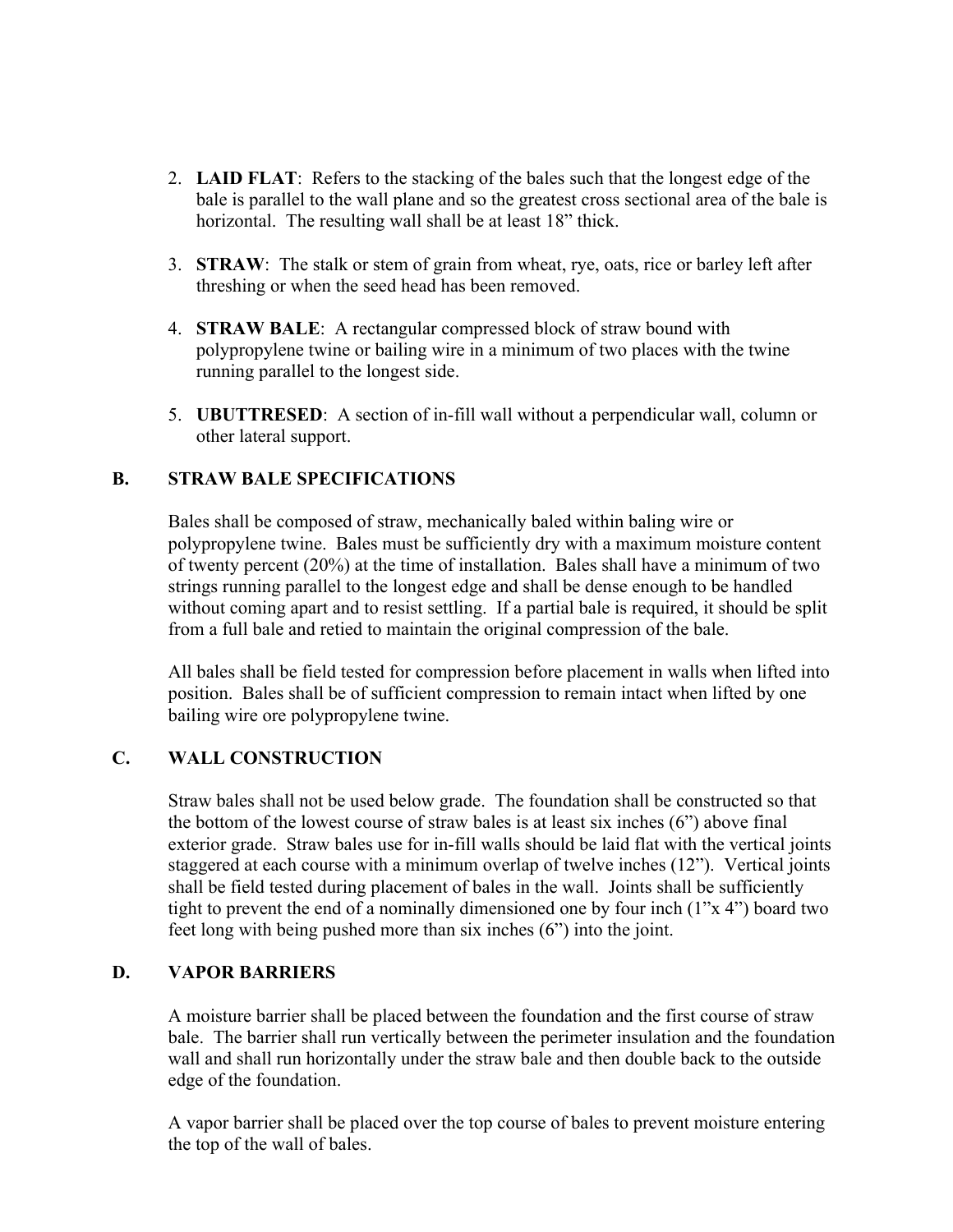2. **LAID FLAT**: Refers to the stacking of the bales such that the longest edge of the bale is parallel to the wall plane and so the greatest cross sectional area of the bale is horizontal. The resulting wall shall be at least 18" thick.

3. **STRAW**: The stalk or stem of grain from wheat, rye, oats, rice or barley left after threshing or when the seed head has been removed.

4. **STRAW BALE**: A rectangular compressed block of straw bound with polypropylene twine or bailing wire in a minimum of two places with the twine running parallel to the longest side.

5. **UBUTTRESED**: A section of in-fill wall without a perpendicular wall, column or other lateral support.

## B. STRAW BALE SPECIFICATIONS

Bales shall be composed of straw, mechanically baled within baling wire or polypropylene twine. Bales must be sufficiently dry with a maximum moisture content of twenty percent (20%) at the time of installation. Bales shall have a minimum of two strings running parallel to the longest edge and shall be dense enough to be handled without coming apart and to resist settling. If a partial bale is required, it should be split from a full bale and retied to maintain the original compression of the bale.

All bales shall be field tested for compression before placement in walls when lifted into position. Bales shall be of sufficient compression to remain intact when lifted by one bailing wire ore polypropylene twine.

## C. WALL CONSTRUCTION

Straw bales shall not be used below grade. The foundation shall be constructed so that the bottom of the lowest course of straw bales is at least six inches (6") above final exterior grade. Straw bales use for in-fill walls should be laid flat with the vertical joints staggered at each course with a minimum overlap of twelve inches (12"). Vertical joints shall be field tested during placement of bales in the wall. Joints shall be sufficiently tight to prevent the end of a nominally dimensioned one by four inch (1"x 4") board two feet long with being pushed more than six inches (6") into the joint.

## D. VAPOR BARRIERS

A moisture barrier shall be placed between the foundation and the first course of straw bale. The barrier shall run vertically between the perimeter insulation and the foundation wall and shall run horizontally under the straw bale and then double back to the outside edge of the foundation.

A vapor barrier shall be placed over the top course of bales to prevent moisture entering the top of the wall of bales.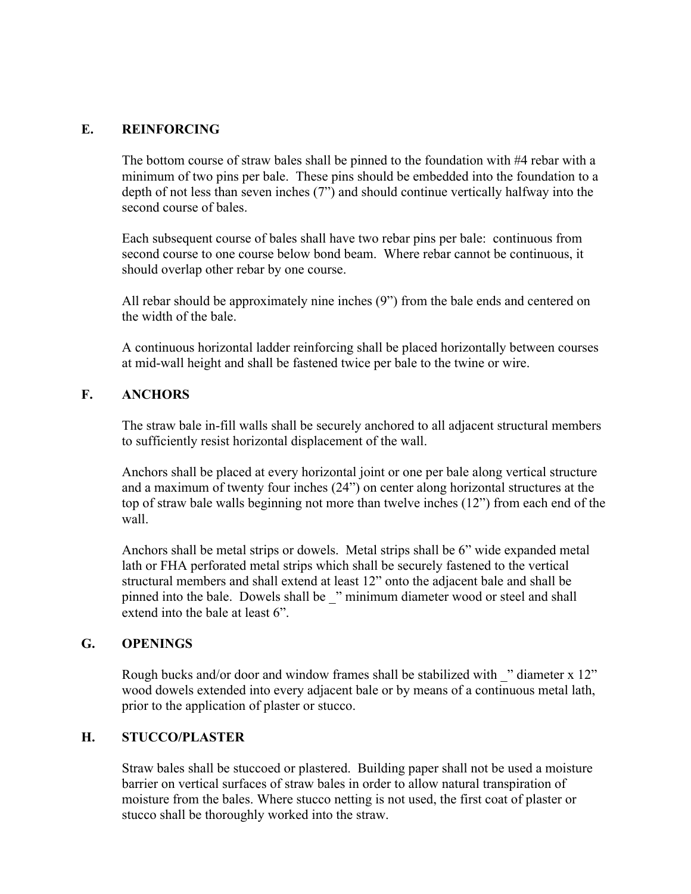## E. REINFORCING

The bottom course of straw bales shall be pinned to the foundation with #4 rebar with a minimum of two pins per bale. These pins should be embedded into the foundation to a depth of not less than seven inches (7”) and should continue vertically halfway into the second course of bales.

Each subsequent course of bales shall have two rebar pins per bale: continuous from second course to one course below bond beam. Where rebar cannot be continuous, it should overlap other rebar by one course.

All rebar should be approximately nine inches (9”) from the bale ends and centered on the width of the bale.

A continuous horizontal ladder reinforcing shall be placed horizontally between courses at mid-wall height and shall be fastened twice per bale to the twine or wire.

## F. ANCHORS

The straw bale in-fill walls shall be securely anchored to all adjacent structural members to sufficiently resist horizontal displacement of the wall.

Anchors shall be placed at every horizontal joint or one per bale along vertical structure and a maximum of twenty four inches (24”) on center along horizontal structures at the top of straw bale walls beginning not more than twelve inches (12”) from each end of the wall.

Anchors shall be metal strips or dowels. Metal strips shall be 6” wide expanded metal lath or FHA perforated metal strips which shall be securely fastened to the vertical structural members and shall extend at least 12” onto the adjacent bale and shall be pinned into the bale. Dowels shall be _” minimum diameter wood or steel and shall extend into the bale at least 6”.

## G. OPENINGS

Rough bucks and/or door and window frames shall be stabilized with _” diameter x 12” wood dowels extended into every adjacent bale or by means of a continuous metal lath, prior to the application of plaster or stucco.

## H. STUCCO/PLASTER

Straw bales shall be stuccoed or plastered. Building paper shall not be used a moisture barrier on vertical surfaces of straw bales in order to allow natural transpiration of moisture from the bales. Where stucco netting is not used, the first coat of plaster or stucco shall be thoroughly worked into the straw.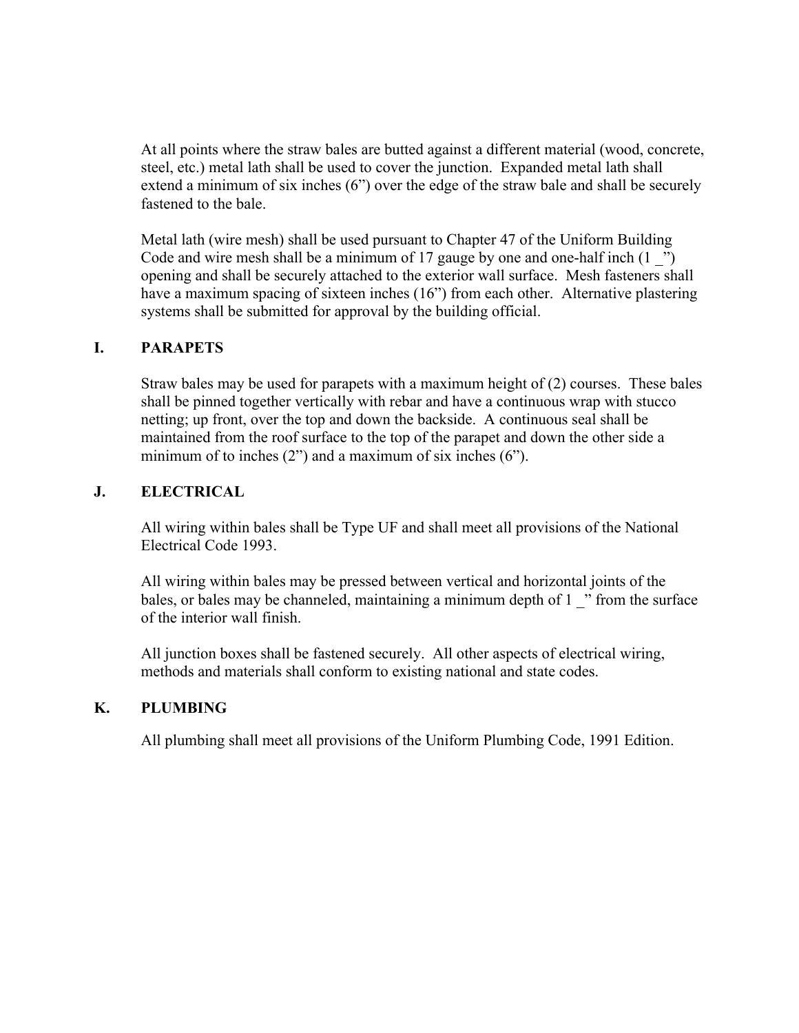At all points where the straw bales are butted against a different material (wood, concrete, steel, etc.) metal lath shall be used to cover the junction. Expanded metal lath shall extend a minimum of six inches (6") over the edge of the straw bale and shall be securely fastened to the bale.

Metal lath (wire mesh) shall be used pursuant to Chapter 47 of the Uniform Building Code and wire mesh shall be a minimum of 17 gauge by one and one-half inch (1 _") opening and shall be securely attached to the exterior wall surface. Mesh fasteners shall have a maximum spacing of sixteen inches (16") from each other. Alternative plastering systems shall be submitted for approval by the building official.

## I. PARAPETS

Straw bales may be used for parapets with a maximum height of (2) courses. These bales shall be pinned together vertically with rebar and have a continuous wrap with stucco netting; up front, over the top and down the backside. A continuous seal shall be maintained from the roof surface to the top of the parapet and down the other side a minimum of to inches (2") and a maximum of six inches (6").

## J. ELECTRICAL

All wiring within bales shall be Type UF and shall meet all provisions of the National Electrical Code 1993.

All wiring within bales may be pressed between vertical and horizontal joints of the bales, or bales may be channeled, maintaining a minimum depth of 1 _" from the surface of the interior wall finish.

All junction boxes shall be fastened securely. All other aspects of electrical wiring, methods and materials shall conform to existing national and state codes.

## K. PLUMBING

All plumbing shall meet all provisions of the Uniform Plumbing Code, 1991 Edition.